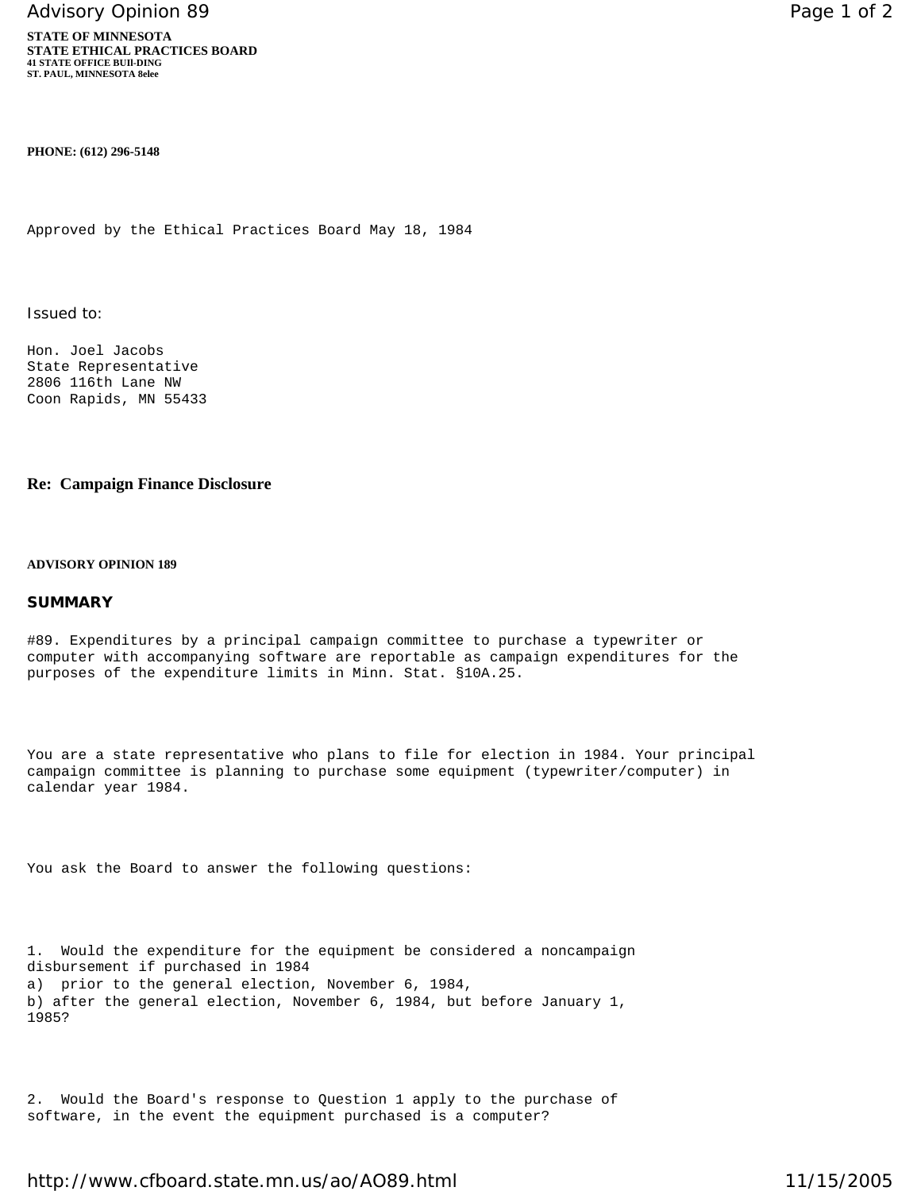**STATE OF MINNESOTA**
**STATE ETHICAL PRACTICES BOARD**
**41 STATE OFFICE BUIl-DING**
**ST. PAUL, MINNESOTA 8elee**

**PHONE: (612) 296-5148**

Approved by the Ethical Practices Board May 18, 1984

Issued to:

Hon. Joel Jacobs
State Representative
2806 116th Lane NW
Coon Rapids, MN 55433

**Re: Campaign Finance Disclosure**

**ADVISORY OPINION 189**

## SUMMARY

#89. Expenditures by a principal campaign committee to purchase a typewriter or computer with accompanying software are reportable as campaign expenditures for the purposes of the expenditure limits in Minn. Stat. §10A.25.

You are a state representative who plans to file for election in 1984. Your principal campaign committee is planning to purchase some equipment (typewriter/computer) in calendar year 1984.

You ask the Board to answer the following questions:

1. Would the expenditure for the equipment be considered a noncampaign disbursement if purchased in 1984
a) prior to the general election, November 6, 1984,
b) after the general election, November 6, 1984, but before January 1, 1985?

2. Would the Board's response to Question 1 apply to the purchase of software, in the event the equipment purchased is a computer?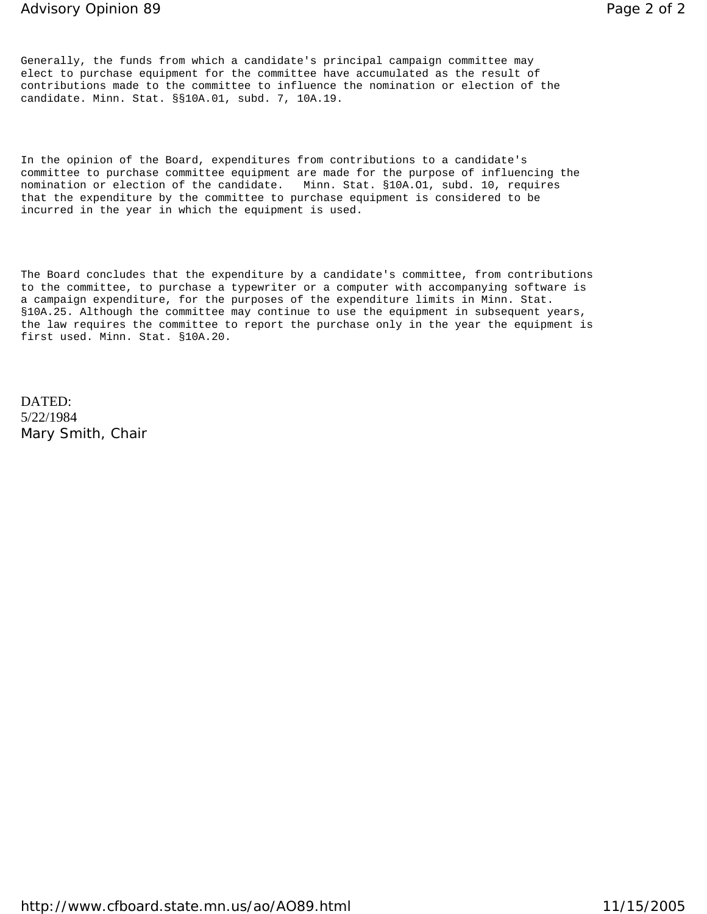Generally, the funds from which a candidate's principal campaign committee may elect to purchase equipment for the committee have accumulated as the result of contributions made to the committee to influence the nomination or election of the candidate. Minn. Stat. §§10A.01, subd. 7, 10A.19.

In the opinion of the Board, expenditures from contributions to a candidate's committee to purchase committee equipment are made for the purpose of influencing the nomination or election of the candidate. Minn. Stat. §10A.01, subd. 10, requires that the expenditure by the committee to purchase equipment is considered to be incurred in the year in which the equipment is used.

The Board concludes that the expenditure by a candidate's committee, from contributions to the committee, to purchase a typewriter or a computer with accompanying software is a campaign expenditure, for the purposes of the expenditure limits in Minn. Stat. §10A.25. Although the committee may continue to use the equipment in subsequent years, the law requires the committee to report the purchase only in the year the equipment is first used. Minn. Stat. §10A.20.

DATED:
5/22/1984
Mary Smith, Chair